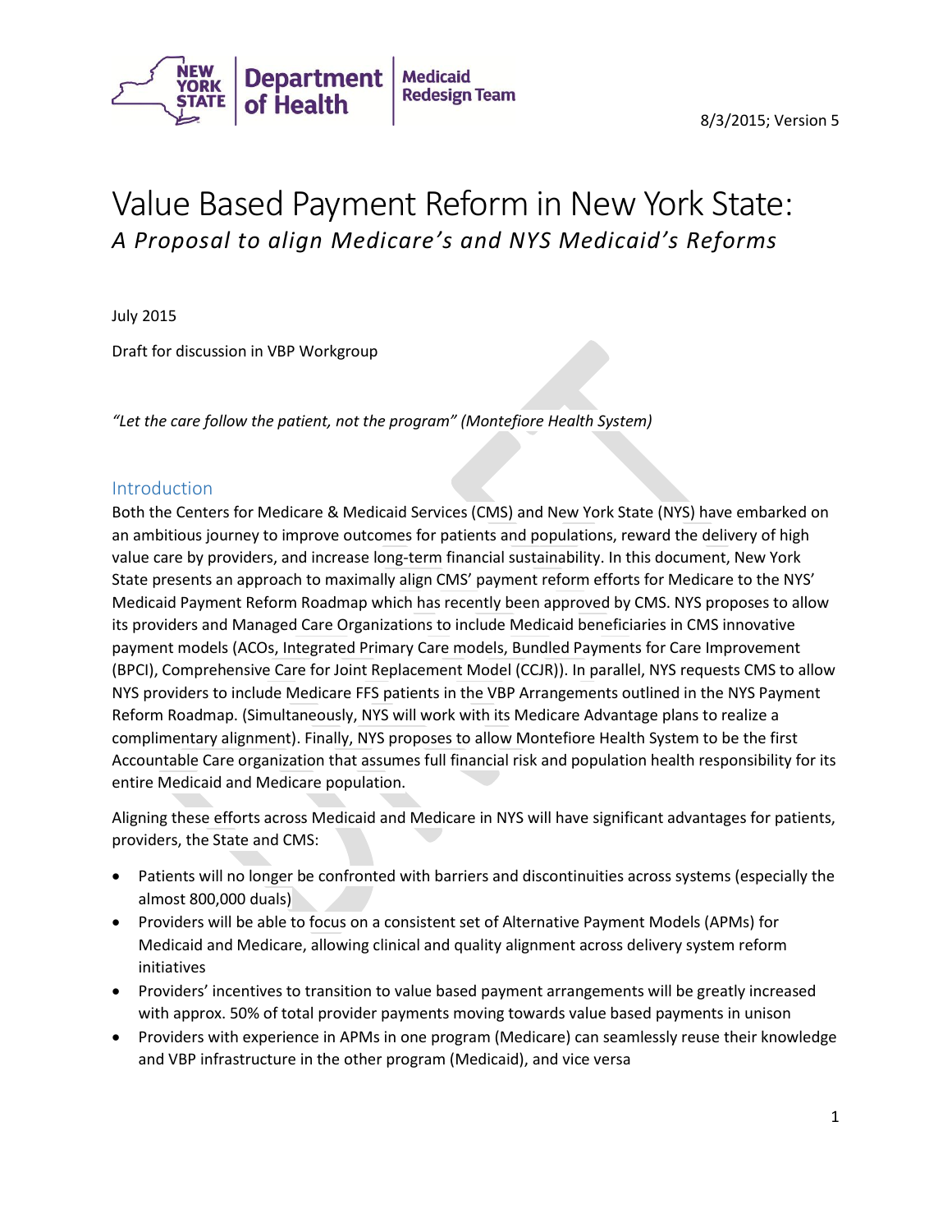8/3/2015; Version 5

# Value Based Payment Reform in New York State:

*A Proposal to align Medicare's and NYS Medicaid's Reforms*

July 2015

Draft for discussion in VBP Workgroup

*"Let the care follow the patient, not the program" (Montefiore Health System)*

## Introduction

Both the Centers for Medicare & Medicaid Services (CMS) and New York State (NYS) have embarked on an ambitious journey to improve outcomes for patients and populations, reward the delivery of high value care by providers, and increase long-term financial sustainability. In this document, New York State presents an approach to maximally align CMS' payment reform efforts for Medicare to the NYS' Medicaid Payment Reform Roadmap which has recently been approved by CMS. NYS proposes to allow its providers and Managed Care Organizations to include Medicaid beneficiaries in CMS innovative payment models (ACOs, Integrated Primary Care models, Bundled Payments for Care Improvement (BPCI), Comprehensive Care for Joint Replacement Model (CCJR)). In parallel, NYS requests CMS to allow NYS providers to include Medicare FFS patients in the VBP Arrangements outlined in the NYS Payment Reform Roadmap. (Simultaneously, NYS will work with its Medicare Advantage plans to realize a complimentary alignment). Finally, NYS proposes to allow Montefiore Health System to be the first Accountable Care organization that assumes full financial risk and population health responsibility for its entire Medicaid and Medicare population.

Aligning these efforts across Medicaid and Medicare in NYS will have significant advantages for patients, providers, the State and CMS:

- Patients will no longer be confronted with barriers and discontinuities across systems (especially the almost 800,000 duals)
- Providers will be able to focus on a consistent set of Alternative Payment Models (APMs) for Medicaid and Medicare, allowing clinical and quality alignment across delivery system reform initiatives
- Providers' incentives to transition to value based payment arrangements will be greatly increased with approx. 50% of total provider payments moving towards value based payments in unison
- Providers with experience in APMs in one program (Medicare) can seamlessly reuse their knowledge and VBP infrastructure in the other program (Medicaid), and vice versa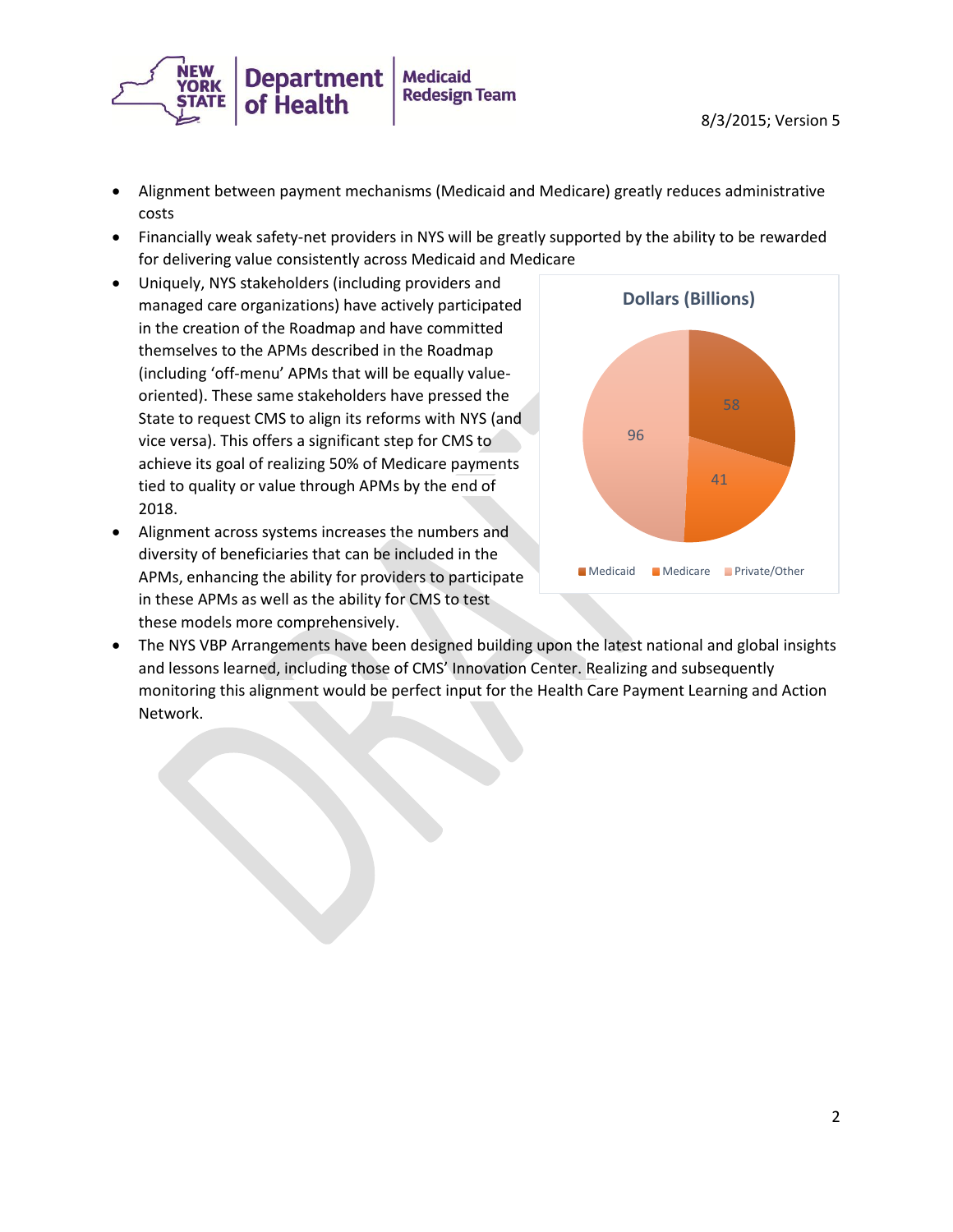- Alignment between payment mechanisms (Medicaid and Medicare) greatly reduces administrative costs
- Financially weak safety-net providers in NYS will be greatly supported by the ability to be rewarded for delivering value consistently across Medicaid and Medicare
- Uniquely, NYS stakeholders (including providers and managed care organizations) have actively participated in the creation of the Roadmap and have committed themselves to the APMs described in the Roadmap (including 'off-menu' APMs that will be equally value-oriented). These same stakeholders have pressed the State to request CMS to align its reforms with NYS (and vice versa). This offers a significant step for CMS to achieve its goal of realizing 50% of Medicare payments tied to quality or value through APMs by the end of 2018.
- Alignment across systems increases the numbers and diversity of beneficiaries that can be included in the APMs, enhancing the ability for providers to participate in these APMs as well as the ability for CMS to test these models more comprehensively.
- The NYS VBP Arrangements have been designed building upon the latest national and global insights and lessons learned, including those of CMS' Innovation Center. Realizing and subsequently monitoring this alignment would be perfect input for the Health Care Payment Learning and Action Network.

**Dollars (Billions)**

| Payer | Dollars (Billions) |
|---|---|
| Medicaid | 58 |
| Medicare | 41 |
| Private/Other | 96 |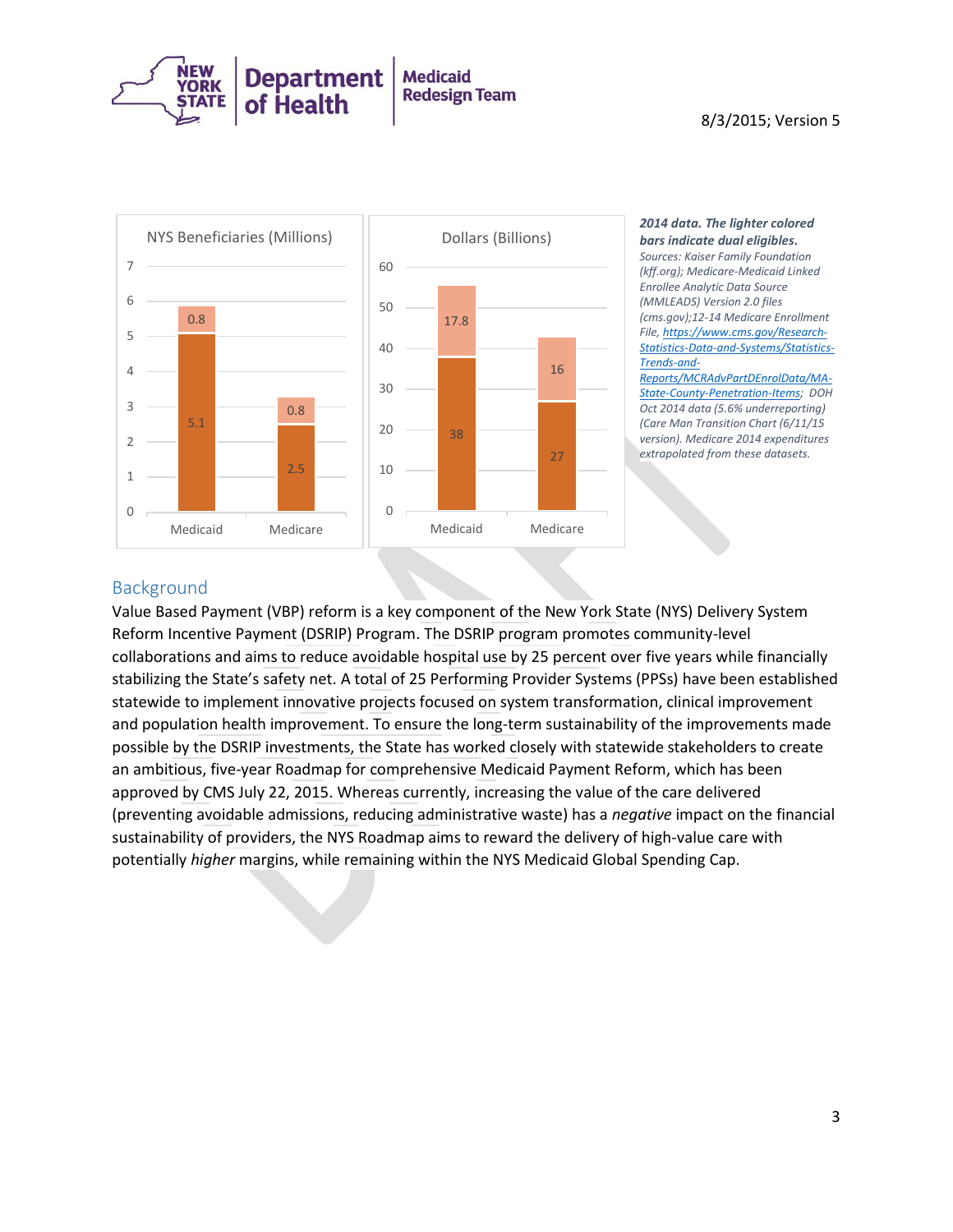NYS Beneficiaries (Millions)

| | Medicaid | Medicare |
|---|---|---|
| Non-dual | 5.1 | 2.5 |
| Dual eligibles | 0.8 | 0.8 |

Dollars (Billions)

| | Medicaid | Medicare |
|---|---|---|
| Non-dual | 38 | 27 |
| Dual eligibles | 17.8 | 16 |

***2014 data. The lighter colored bars indicate dual eligibles.***

*Sources: Kaiser Family Foundation (kff.org); Medicare-Medicaid Linked Enrollee Analytic Data Source (MMLEADS) Version 2.0 files (cms.gov);12-14 Medicare Enrollment File, [https://www.cms.gov/Research-Statistics-Data-and-Systems/Statistics-Trends-and-Reports/MCRAdvPartDEnrolData/MA-State-County-Penetration-Items](https://www.cms.gov/Research-Statistics-Data-and-Systems/Statistics-Trends-and-Reports/MCRAdvPartDEnrolData/MA-State-County-Penetration-Items); DOH Oct 2014 data (5.6% underreporting) (Care Man Transition Chart (6/11/15 version). Medicare 2014 expenditures extrapolated from these datasets.*

## Background

Value Based Payment (VBP) reform is a key component of the New York State (NYS) Delivery System Reform Incentive Payment (DSRIP) Program. The DSRIP program promotes community-level collaborations and aims to reduce avoidable hospital use by 25 percent over five years while financially stabilizing the State's safety net. A total of 25 Performing Provider Systems (PPSs) have been established statewide to implement innovative projects focused on system transformation, clinical improvement and population health improvement. To ensure the long-term sustainability of the improvements made possible by the DSRIP investments, the State has worked closely with statewide stakeholders to create an ambitious, five-year Roadmap for comprehensive Medicaid Payment Reform, which has been approved by CMS July 22, 2015. Whereas currently, increasing the value of the care delivered (preventing avoidable admissions, reducing administrative waste) has a *negative* impact on the financial sustainability of providers, the NYS Roadmap aims to reward the delivery of high-value care with potentially *higher* margins, while remaining within the NYS Medicaid Global Spending Cap.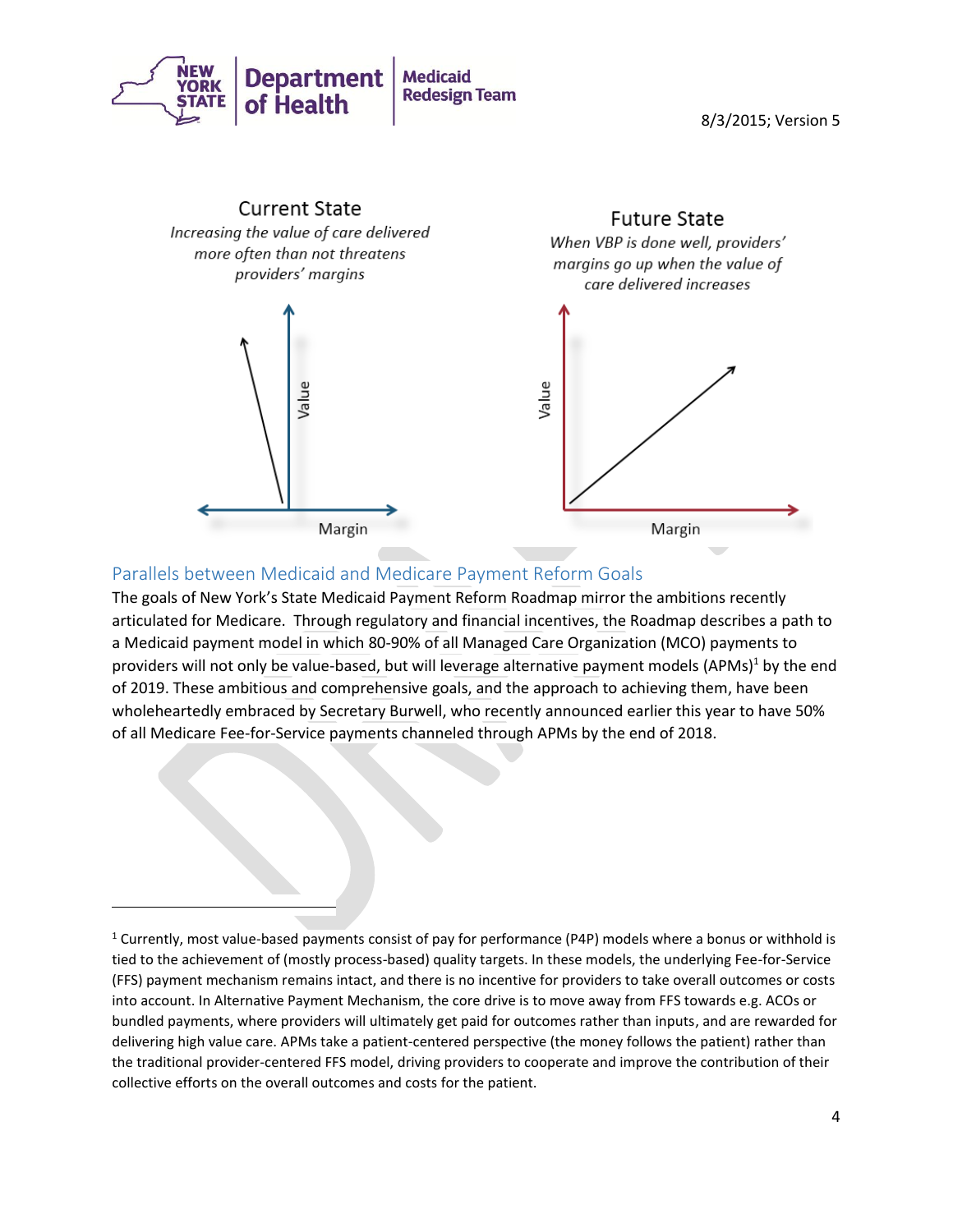### Current State

*Increasing the value of care delivered more often than not threatens providers' margins*

Value

Margin

### Future State

*When VBP is done well, providers' margins go up when the value of care delivered increases*

Value

Margin

## Parallels between Medicaid and Medicare Payment Reform Goals

The goals of New York's State Medicaid Payment Reform Roadmap mirror the ambitions recently articulated for Medicare. Through regulatory and financial incentives, the Roadmap describes a path to a Medicaid payment model in which 80-90% of all Managed Care Organization (MCO) payments to providers will not only be value-based, but will leverage alternative payment models (APMs)[1] by the end of 2019. These ambitious and comprehensive goals, and the approach to achieving them, have been wholeheartedly embraced by Secretary Burwell, who recently announced earlier this year to have 50% of all Medicare Fee-for-Service payments channeled through APMs by the end of 2018.

---

[1] Currently, most value-based payments consist of pay for performance (P4P) models where a bonus or withhold is tied to the achievement of (mostly process-based) quality targets. In these models, the underlying Fee-for-Service (FFS) payment mechanism remains intact, and there is no incentive for providers to take overall outcomes or costs into account. In Alternative Payment Mechanism, the core drive is to move away from FFS towards e.g. ACOs or bundled payments, where providers will ultimately get paid for outcomes rather than inputs, and are rewarded for delivering high value care. APMs take a patient-centered perspective (the money follows the patient) rather than the traditional provider-centered FFS model, driving providers to cooperate and improve the contribution of their collective efforts on the overall outcomes and costs for the patient.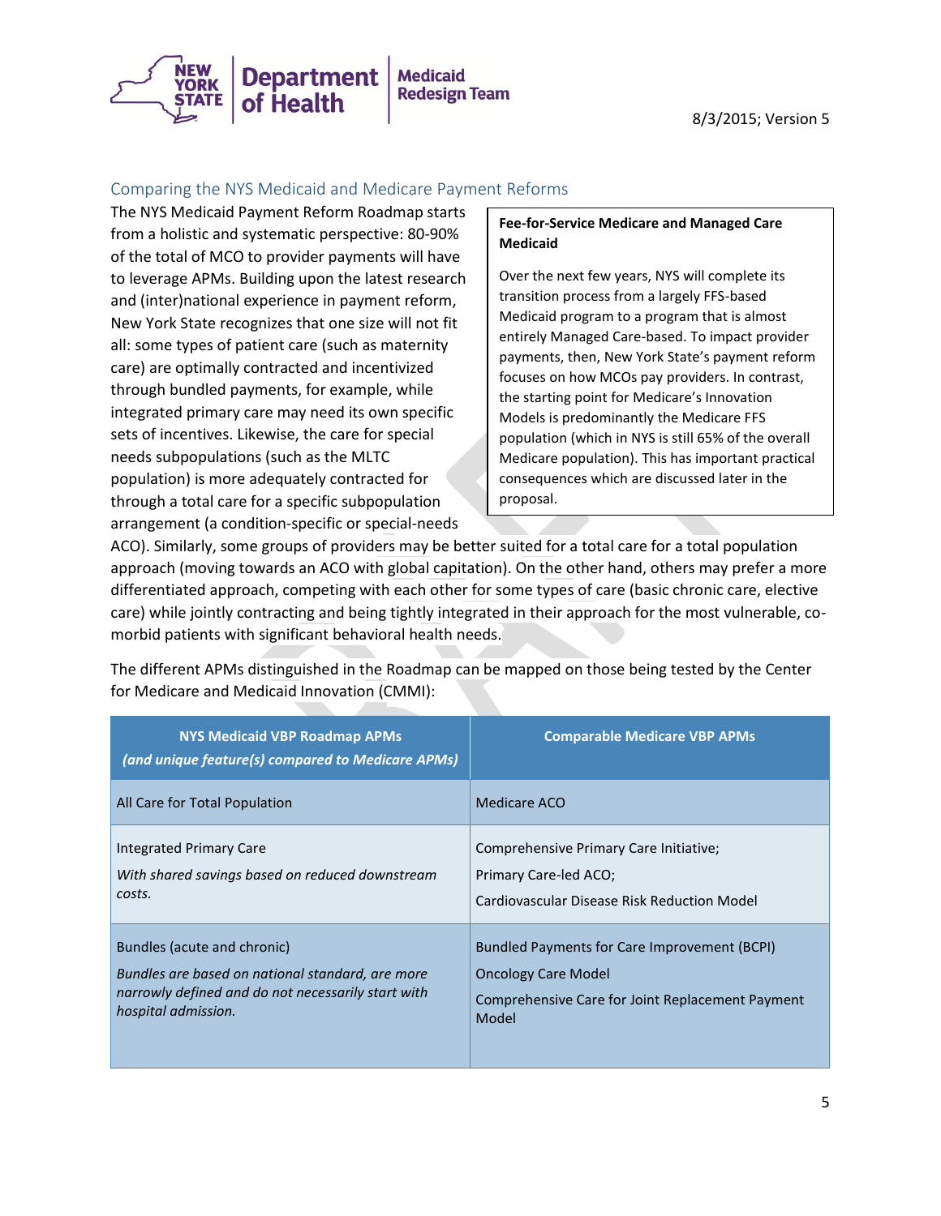## Comparing the NYS Medicaid and Medicare Payment Reforms

The NYS Medicaid Payment Reform Roadmap starts from a holistic and systematic perspective: 80-90% of the total of MCO to provider payments will have to leverage APMs. Building upon the latest research and (inter)national experience in payment reform, New York State recognizes that one size will not fit all: some types of patient care (such as maternity care) are optimally contracted and incentivized through bundled payments, for example, while integrated primary care may need its own specific sets of incentives. Likewise, the care for special needs subpopulations (such as the MLTC population) is more adequately contracted for through a total care for a specific subpopulation arrangement (a condition-specific or special-needs ACO). Similarly, some groups of providers may be better suited for a total care for a total population approach (moving towards an ACO with global capitation). On the other hand, others may prefer a more differentiated approach, competing with each other for some types of care (basic chronic care, elective care) while jointly contracting and being tightly integrated in their approach for the most vulnerable, co-morbid patients with significant behavioral health needs.

> **Fee-for-Service Medicare and Managed Care Medicaid**
>
> Over the next few years, NYS will complete its transition process from a largely FFS-based Medicaid program to a program that is almost entirely Managed Care-based. To impact provider payments, then, New York State's payment reform focuses on how MCOs pay providers. In contrast, the starting point for Medicare's Innovation Models is predominantly the Medicare FFS population (which in NYS is still 65% of the overall Medicare population). This has important practical consequences which are discussed later in the proposal.

The different APMs distinguished in the Roadmap can be mapped on those being tested by the Center for Medicare and Medicaid Innovation (CMMI):

| **NYS Medicaid VBP Roadmap APMs** *(and unique feature(s) compared to Medicare APMs)* | **Comparable Medicare VBP APMs** |
|---|---|
| All Care for Total Population | Medicare ACO |
| Integrated Primary Care<br>*With shared savings based on reduced downstream costs.* | Comprehensive Primary Care Initiative;<br>Primary Care-led ACO;<br>Cardiovascular Disease Risk Reduction Model |
| Bundles (acute and chronic)<br>*Bundles are based on national standard, are more narrowly defined and do not necessarily start with hospital admission.* | Bundled Payments for Care Improvement (BCPI)<br>Oncology Care Model<br>Comprehensive Care for Joint Replacement Payment Model |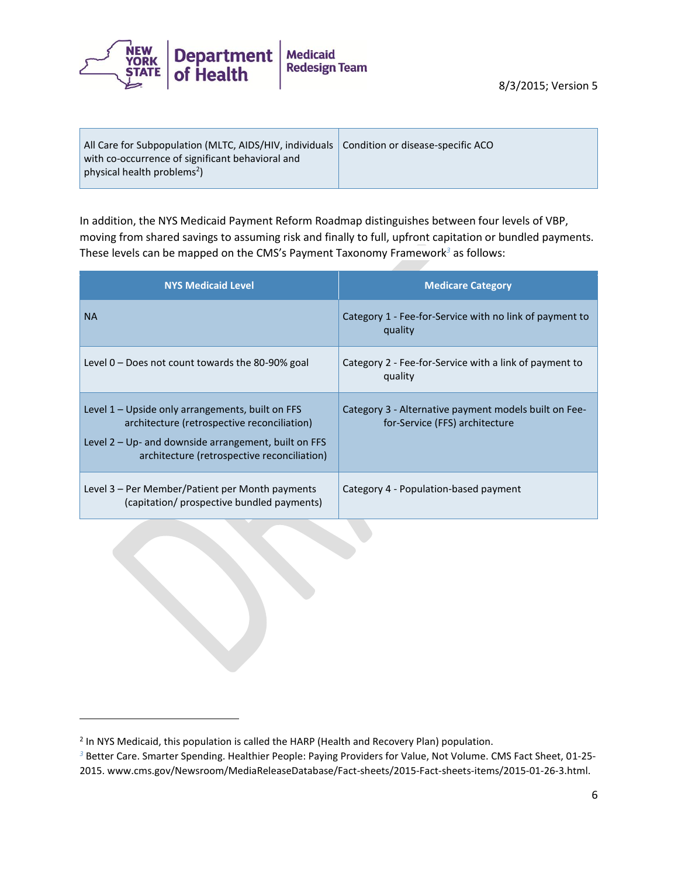| All Care for Subpopulation (MLTC, AIDS/HIV, individuals with co-occurrence of significant behavioral and physical health problems[2]) | Condition or disease-specific ACO |
|---|---|

In addition, the NYS Medicaid Payment Reform Roadmap distinguishes between four levels of VBP, moving from shared savings to assuming risk and finally to full, upfront capitation or bundled payments. These levels can be mapped on the CMS's Payment Taxonomy Framework[3] as follows:

| NYS Medicaid Level | Medicare Category |
|---|---|
| NA | Category 1 - Fee-for-Service with no link of payment to quality |
| Level 0 – Does not count towards the 80-90% goal | Category 2 - Fee-for-Service with a link of payment to quality |
| Level 1 – Upside only arrangements, built on FFS architecture (retrospective reconciliation)<br>Level 2 – Up- and downside arrangement, built on FFS architecture (retrospective reconciliation) | Category 3 - Alternative payment models built on Fee-for-Service (FFS) architecture |
| Level 3 – Per Member/Patient per Month payments (capitation/ prospective bundled payments) | Category 4 - Population-based payment |

[2] In NYS Medicaid, this population is called the HARP (Health and Recovery Plan) population.

[3] Better Care. Smarter Spending. Healthier People: Paying Providers for Value, Not Volume. CMS Fact Sheet, 01-25-2015. www.cms.gov/Newsroom/MediaReleaseDatabase/Fact-sheets/2015-Fact-sheets-items/2015-01-26-3.html.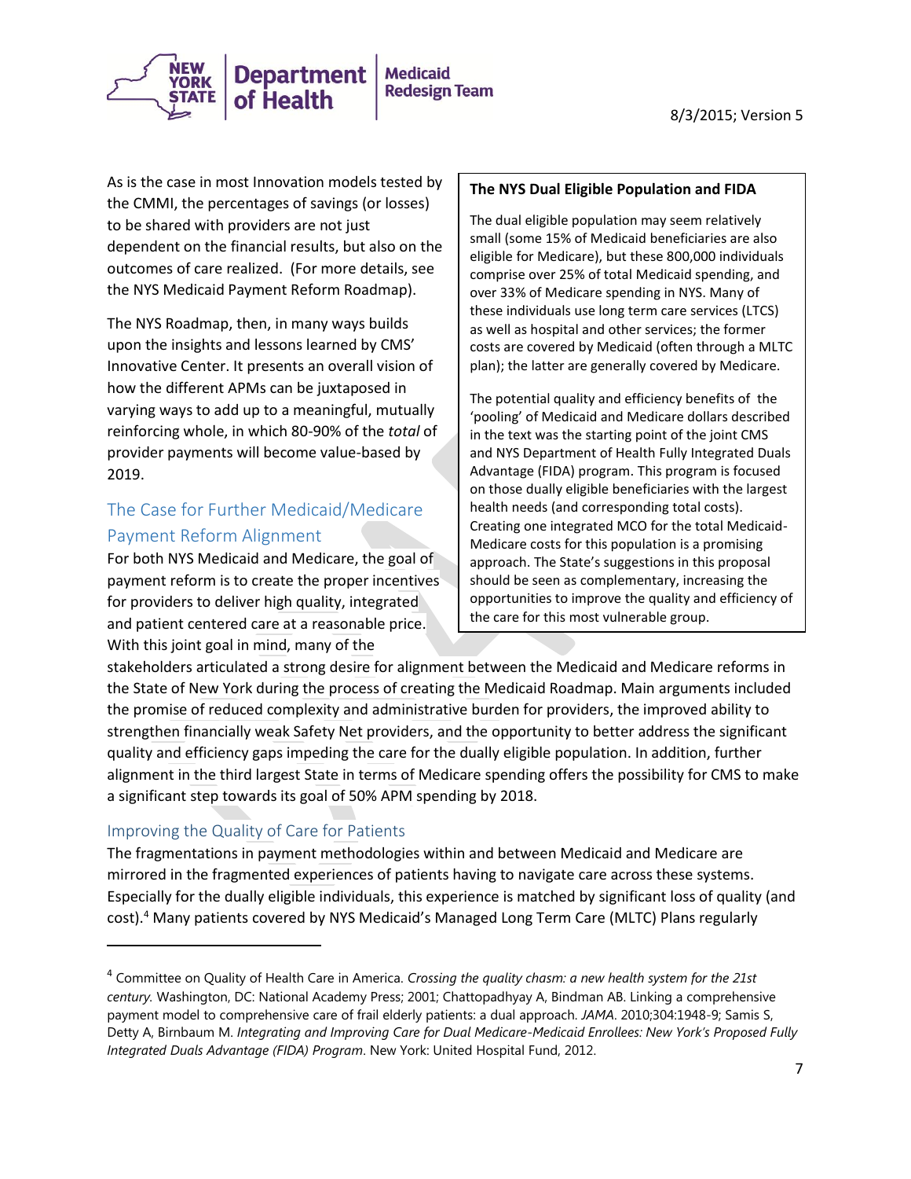As is the case in most Innovation models tested by the CMMI, the percentages of savings (or losses) to be shared with providers are not just dependent on the financial results, but also on the outcomes of care realized. (For more details, see the NYS Medicaid Payment Reform Roadmap).

The NYS Roadmap, then, in many ways builds upon the insights and lessons learned by CMS' Innovative Center. It presents an overall vision of how the different APMs can be juxtaposed in varying ways to add up to a meaningful, mutually reinforcing whole, in which 80-90% of the *total* of provider payments will become value-based by 2019.

> **The NYS Dual Eligible Population and FIDA**
>
> The dual eligible population may seem relatively small (some 15% of Medicaid beneficiaries are also eligible for Medicare), but these 800,000 individuals comprise over 25% of total Medicaid spending, and over 33% of Medicare spending in NYS. Many of these individuals use long term care services (LTCS) as well as hospital and other services; the former costs are covered by Medicaid (often through a MLTC plan); the latter are generally covered by Medicare.
>
> The potential quality and efficiency benefits of the 'pooling' of Medicaid and Medicare dollars described in the text was the starting point of the joint CMS and NYS Department of Health Fully Integrated Duals Advantage (FIDA) program. This program is focused on those dually eligible beneficiaries with the largest health needs (and corresponding total costs). Creating one integrated MCO for the total Medicaid-Medicare costs for this population is a promising approach. The State's suggestions in this proposal should be seen as complementary, increasing the opportunities to improve the quality and efficiency of the care for this most vulnerable group.

## The Case for Further Medicaid/Medicare Payment Reform Alignment

For both NYS Medicaid and Medicare, the goal of payment reform is to create the proper incentives for providers to deliver high quality, integrated and patient centered care at a reasonable price. With this joint goal in mind, many of the stakeholders articulated a strong desire for alignment between the Medicaid and Medicare reforms in the State of New York during the process of creating the Medicaid Roadmap. Main arguments included the promise of reduced complexity and administrative burden for providers, the improved ability to strengthen financially weak Safety Net providers, and the opportunity to better address the significant quality and efficiency gaps impeding the care for the dually eligible population. In addition, further alignment in the third largest State in terms of Medicare spending offers the possibility for CMS to make a significant step towards its goal of 50% APM spending by 2018.

### Improving the Quality of Care for Patients

The fragmentations in payment methodologies within and between Medicaid and Medicare are mirrored in the fragmented experiences of patients having to navigate care across these systems. Especially for the dually eligible individuals, this experience is matched by significant loss of quality (and cost).[4] Many patients covered by NYS Medicaid's Managed Long Term Care (MLTC) Plans regularly

---

[4] Committee on Quality of Health Care in America. *Crossing the quality chasm: a new health system for the 21st century.* Washington, DC: National Academy Press; 2001; Chattopadhyay A, Bindman AB. Linking a comprehensive payment model to comprehensive care of frail elderly patients: a dual approach. *JAMA*. 2010;304:1948-9; Samis S, Detty A, Birnbaum M. *Integrating and Improving Care for Dual Medicare-Medicaid Enrollees: New York's Proposed Fully Integrated Duals Advantage (FIDA) Program*. New York: United Hospital Fund, 2012.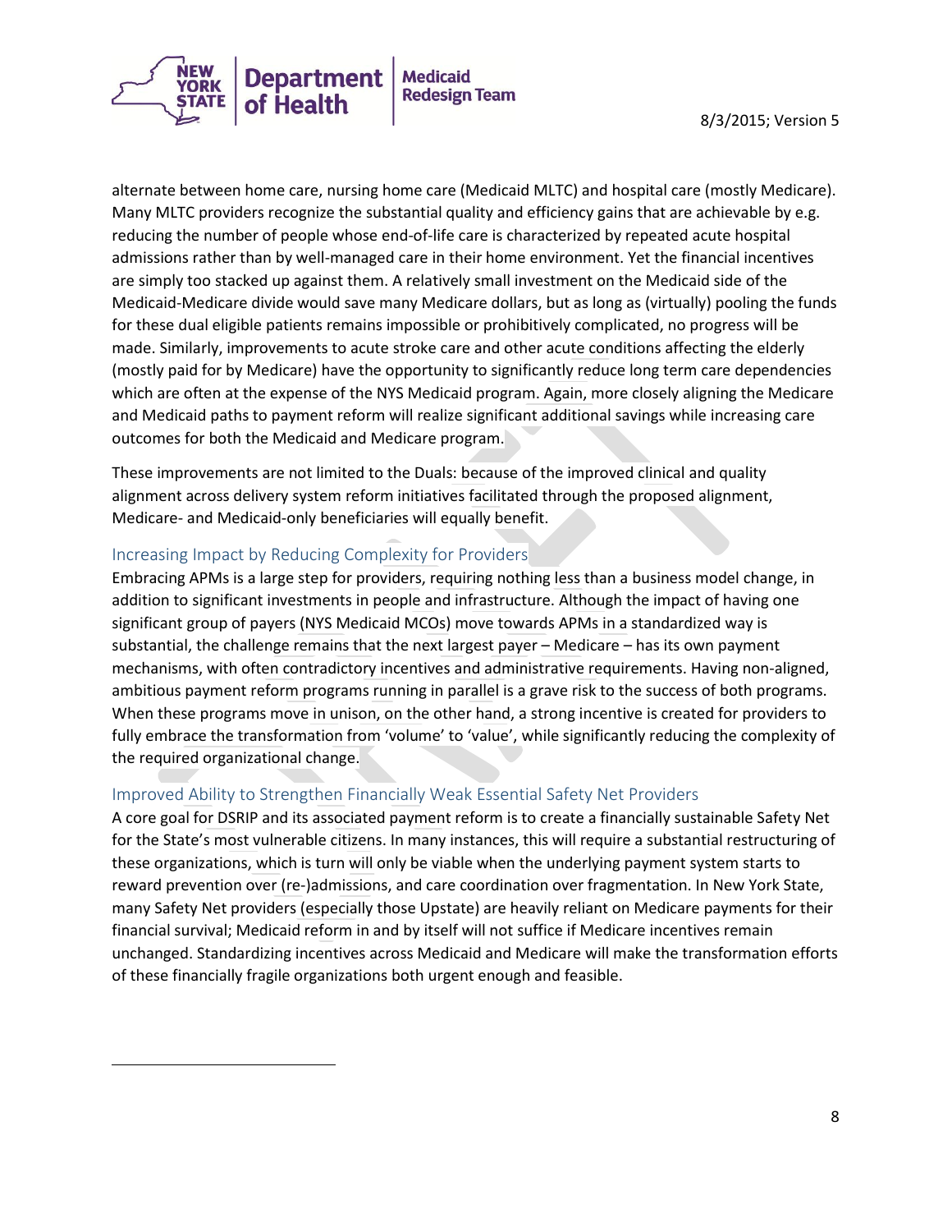alternate between home care, nursing home care (Medicaid MLTC) and hospital care (mostly Medicare). Many MLTC providers recognize the substantial quality and efficiency gains that are achievable by e.g. reducing the number of people whose end-of-life care is characterized by repeated acute hospital admissions rather than by well-managed care in their home environment. Yet the financial incentives are simply too stacked up against them. A relatively small investment on the Medicaid side of the Medicaid-Medicare divide would save many Medicare dollars, but as long as (virtually) pooling the funds for these dual eligible patients remains impossible or prohibitively complicated, no progress will be made. Similarly, improvements to acute stroke care and other acute conditions affecting the elderly (mostly paid for by Medicare) have the opportunity to significantly reduce long term care dependencies which are often at the expense of the NYS Medicaid program. Again, more closely aligning the Medicare and Medicaid paths to payment reform will realize significant additional savings while increasing care outcomes for both the Medicaid and Medicare program.

These improvements are not limited to the Duals: because of the improved clinical and quality alignment across delivery system reform initiatives facilitated through the proposed alignment, Medicare- and Medicaid-only beneficiaries will equally benefit.

### Increasing Impact by Reducing Complexity for Providers

Embracing APMs is a large step for providers, requiring nothing less than a business model change, in addition to significant investments in people and infrastructure. Although the impact of having one significant group of payers (NYS Medicaid MCOs) move towards APMs in a standardized way is substantial, the challenge remains that the next largest payer – Medicare – has its own payment mechanisms, with often contradictory incentives and administrative requirements. Having non-aligned, ambitious payment reform programs running in parallel is a grave risk to the success of both programs. When these programs move in unison, on the other hand, a strong incentive is created for providers to fully embrace the transformation from 'volume' to 'value', while significantly reducing the complexity of the required organizational change.

### Improved Ability to Strengthen Financially Weak Essential Safety Net Providers

A core goal for DSRIP and its associated payment reform is to create a financially sustainable Safety Net for the State's most vulnerable citizens. In many instances, this will require a substantial restructuring of these organizations, which is turn will only be viable when the underlying payment system starts to reward prevention over (re-)admissions, and care coordination over fragmentation. In New York State, many Safety Net providers (especially those Upstate) are heavily reliant on Medicare payments for their financial survival; Medicaid reform in and by itself will not suffice if Medicare incentives remain unchanged. Standardizing incentives across Medicaid and Medicare will make the transformation efforts of these financially fragile organizations both urgent enough and feasible.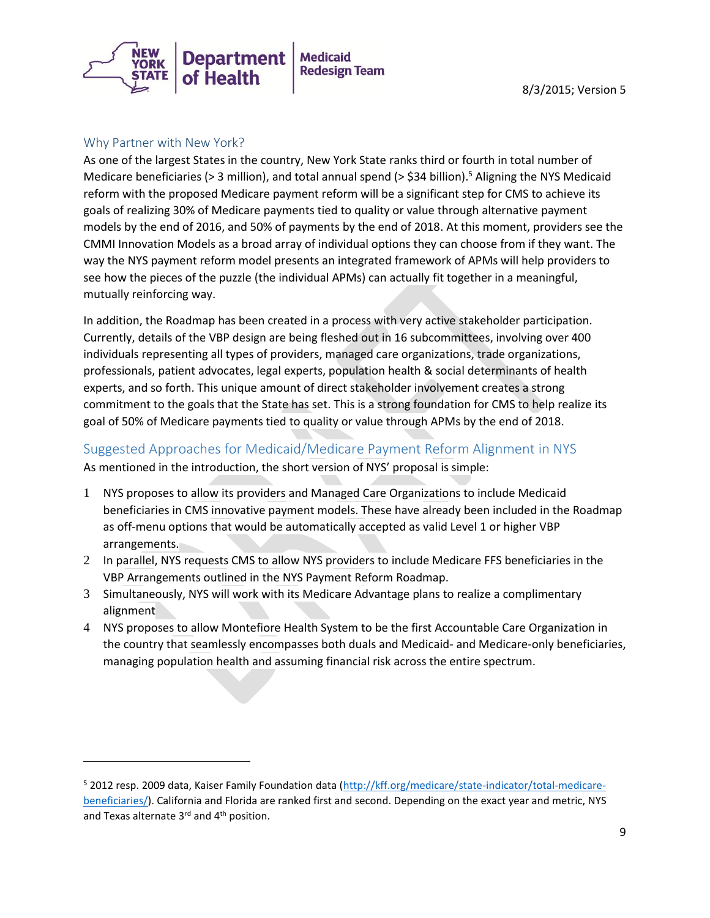## Why Partner with New York?

As one of the largest States in the country, New York State ranks third or fourth in total number of Medicare beneficiaries (> 3 million), and total annual spend (> $34 billion).[5] Aligning the NYS Medicaid reform with the proposed Medicare payment reform will be a significant step for CMS to achieve its goals of realizing 30% of Medicare payments tied to quality or value through alternative payment models by the end of 2016, and 50% of payments by the end of 2018. At this moment, providers see the CMMI Innovation Models as a broad array of individual options they can choose from if they want. The way the NYS payment reform model presents an integrated framework of APMs will help providers to see how the pieces of the puzzle (the individual APMs) can actually fit together in a meaningful, mutually reinforcing way.

In addition, the Roadmap has been created in a process with very active stakeholder participation. Currently, details of the VBP design are being fleshed out in 16 subcommittees, involving over 400 individuals representing all types of providers, managed care organizations, trade organizations, professionals, patient advocates, legal experts, population health & social determinants of health experts, and so forth. This unique amount of direct stakeholder involvement creates a strong commitment to the goals that the State has set. This is a strong foundation for CMS to help realize its goal of 50% of Medicare payments tied to quality or value through APMs by the end of 2018.

## Suggested Approaches for Medicaid/Medicare Payment Reform Alignment in NYS

As mentioned in the introduction, the short version of NYS' proposal is simple:

1. NYS proposes to allow its providers and Managed Care Organizations to include Medicaid beneficiaries in CMS innovative payment models. These have already been included in the Roadmap as off-menu options that would be automatically accepted as valid Level 1 or higher VBP arrangements.
2. In parallel, NYS requests CMS to allow NYS providers to include Medicare FFS beneficiaries in the VBP Arrangements outlined in the NYS Payment Reform Roadmap.
3. Simultaneously, NYS will work with its Medicare Advantage plans to realize a complimentary alignment
4. NYS proposes to allow Montefiore Health System to be the first Accountable Care Organization in the country that seamlessly encompasses both duals and Medicaid- and Medicare-only beneficiaries, managing population health and assuming financial risk across the entire spectrum.

---

[5] 2012 resp. 2009 data, Kaiser Family Foundation data (http://kff.org/medicare/state-indicator/total-medicare-beneficiaries/). California and Florida are ranked first and second. Depending on the exact year and metric, NYS and Texas alternate 3rd and 4th position.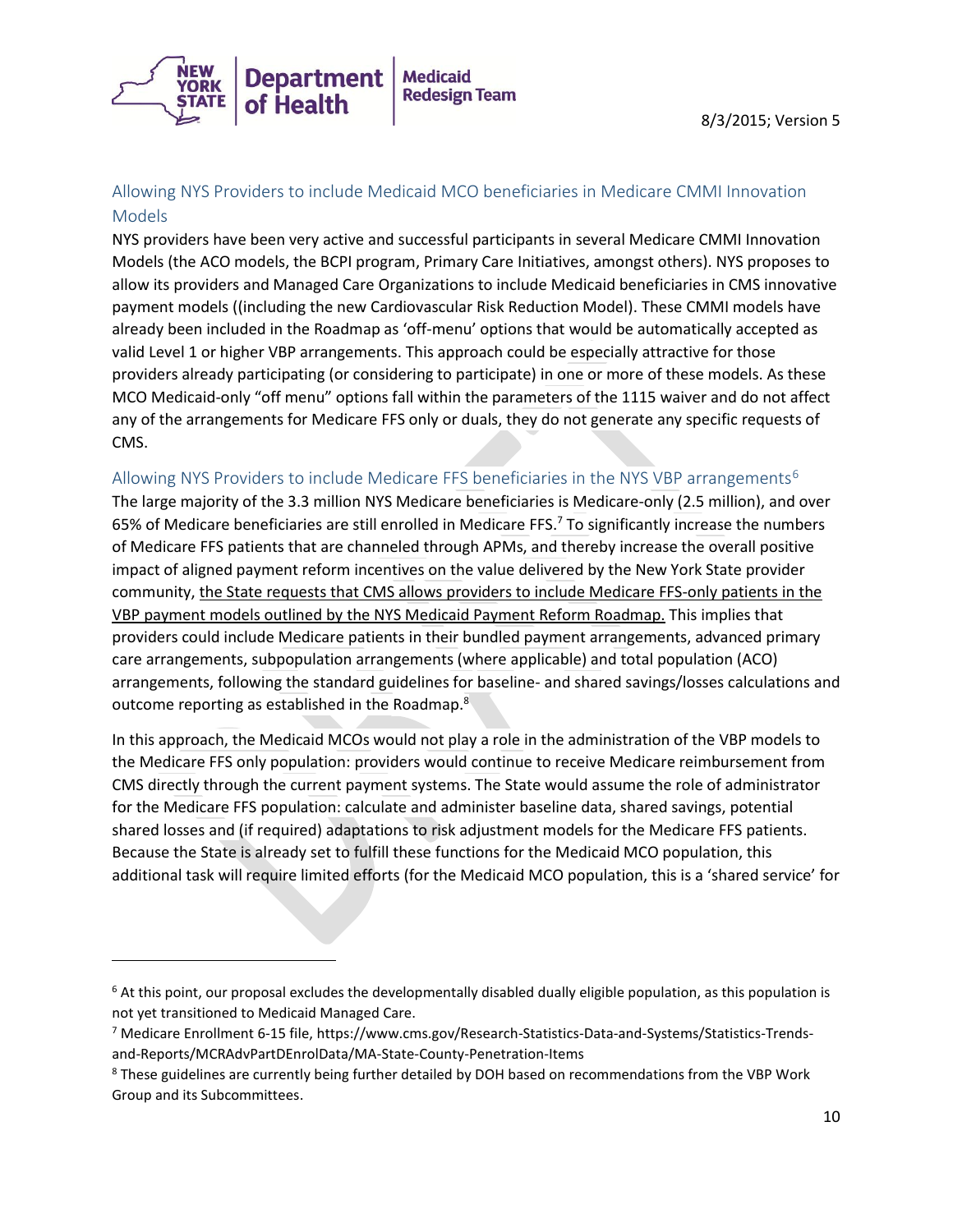## Allowing NYS Providers to include Medicaid MCO beneficiaries in Medicare CMMI Innovation Models

NYS providers have been very active and successful participants in several Medicare CMMI Innovation Models (the ACO models, the BCPI program, Primary Care Initiatives, amongst others). NYS proposes to allow its providers and Managed Care Organizations to include Medicaid beneficiaries in CMS innovative payment models ((including the new Cardiovascular Risk Reduction Model). These CMMI models have already been included in the Roadmap as 'off-menu' options that would be automatically accepted as valid Level 1 or higher VBP arrangements. This approach could be especially attractive for those providers already participating (or considering to participate) in one or more of these models. As these MCO Medicaid-only "off menu" options fall within the parameters of the 1115 waiver and do not affect any of the arrangements for Medicare FFS only or duals, they do not generate any specific requests of CMS.

## Allowing NYS Providers to include Medicare FFS beneficiaries in the NYS VBP arrangements[6]

The large majority of the 3.3 million NYS Medicare beneficiaries is Medicare-only (2.5 million), and over 65% of Medicare beneficiaries are still enrolled in Medicare FFS.[7] To significantly increase the numbers of Medicare FFS patients that are channeled through APMs, and thereby increase the overall positive impact of aligned payment reform incentives on the value delivered by the New York State provider community, <u>the State requests that CMS allows providers to include Medicare FFS-only patients in the VBP payment models outlined by the NYS Medicaid Payment Reform Roadmap.</u> This implies that providers could include Medicare patients in their bundled payment arrangements, advanced primary care arrangements, subpopulation arrangements (where applicable) and total population (ACO) arrangements, following the standard guidelines for baseline- and shared savings/losses calculations and outcome reporting as established in the Roadmap.[8]

In this approach, the Medicaid MCOs would not play a role in the administration of the VBP models to the Medicare FFS only population: providers would continue to receive Medicare reimbursement from CMS directly through the current payment systems. The State would assume the role of administrator for the Medicare FFS population: calculate and administer baseline data, shared savings, potential shared losses and (if required) adaptations to risk adjustment models for the Medicare FFS patients. Because the State is already set to fulfill these functions for the Medicaid MCO population, this additional task will require limited efforts (for the Medicaid MCO population, this is a 'shared service' for

---

[6] At this point, our proposal excludes the developmentally disabled dually eligible population, as this population is not yet transitioned to Medicaid Managed Care.

[7] Medicare Enrollment 6-15 file, https://www.cms.gov/Research-Statistics-Data-and-Systems/Statistics-Trends-and-Reports/MCRAdvPartDEnrolData/MA-State-County-Penetration-Items

[8] These guidelines are currently being further detailed by DOH based on recommendations from the VBP Work Group and its Subcommittees.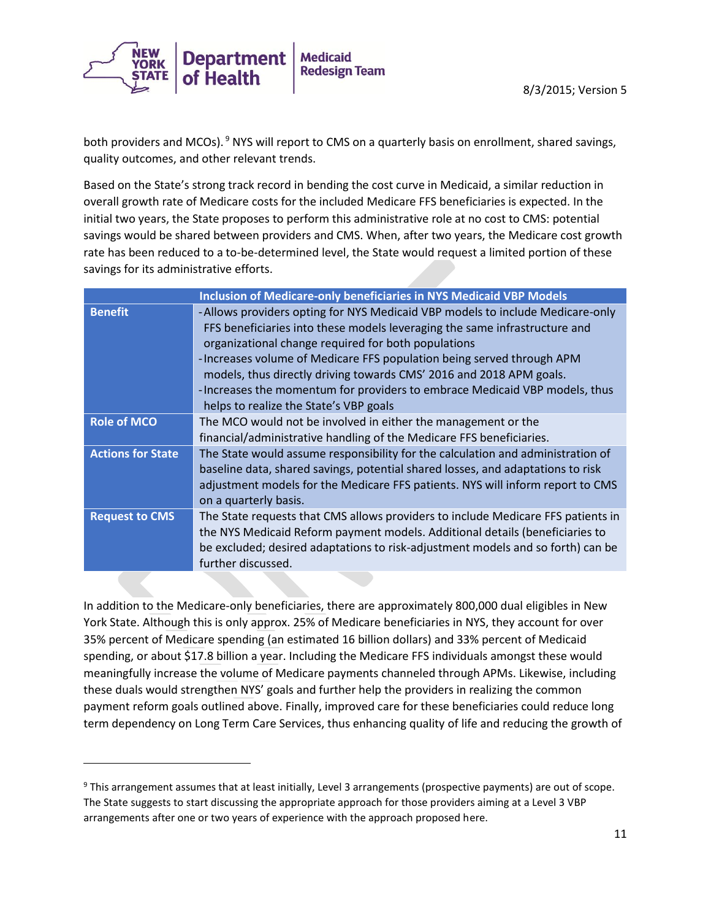both providers and MCOs).[9] NYS will report to CMS on a quarterly basis on enrollment, shared savings, quality outcomes, and other relevant trends.

Based on the State's strong track record in bending the cost curve in Medicaid, a similar reduction in overall growth rate of Medicare costs for the included Medicare FFS beneficiaries is expected. In the initial two years, the State proposes to perform this administrative role at no cost to CMS: potential savings would be shared between providers and CMS. When, after two years, the Medicare cost growth rate has been reduced to a to-be-determined level, the State would request a limited portion of these savings for its administrative efforts.

| | Inclusion of Medicare-only beneficiaries in NYS Medicaid VBP Models |
|---|---|
| **Benefit** | - Allows providers opting for NYS Medicaid VBP models to include Medicare-only FFS beneficiaries into these models leveraging the same infrastructure and organizational change required for both populations<br>- Increases volume of Medicare FFS population being served through APM models, thus directly driving towards CMS' 2016 and 2018 APM goals.<br>- Increases the momentum for providers to embrace Medicaid VBP models, thus helps to realize the State's VBP goals |
| **Role of MCO** | The MCO would not be involved in either the management or the financial/administrative handling of the Medicare FFS beneficiaries. |
| **Actions for State** | The State would assume responsibility for the calculation and administration of baseline data, shared savings, potential shared losses, and adaptations to risk adjustment models for the Medicare FFS patients. NYS will inform report to CMS on a quarterly basis. |
| **Request to CMS** | The State requests that CMS allows providers to include Medicare FFS patients in the NYS Medicaid Reform payment models. Additional details (beneficiaries to be excluded; desired adaptations to risk-adjustment models and so forth) can be further discussed. |

In addition to the Medicare-only beneficiaries, there are approximately 800,000 dual eligibles in New York State. Although this is only approx. 25% of Medicare beneficiaries in NYS, they account for over 35% percent of Medicare spending (an estimated 16 billion dollars) and 33% percent of Medicaid spending, or about $17.8 billion a year. Including the Medicare FFS individuals amongst these would meaningfully increase the volume of Medicare payments channeled through APMs. Likewise, including these duals would strengthen NYS' goals and further help the providers in realizing the common payment reform goals outlined above. Finally, improved care for these beneficiaries could reduce long term dependency on Long Term Care Services, thus enhancing quality of life and reducing the growth of

[9] This arrangement assumes that at least initially, Level 3 arrangements (prospective payments) are out of scope. The State suggests to start discussing the appropriate approach for those providers aiming at a Level 3 VBP arrangements after one or two years of experience with the approach proposed here.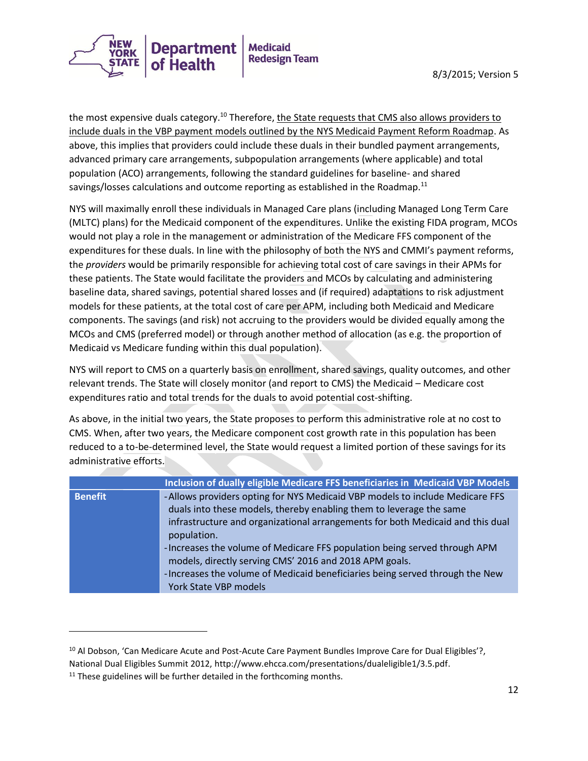the most expensive duals category.[10] Therefore, the State requests that CMS also allows providers to include duals in the VBP payment models outlined by the NYS Medicaid Payment Reform Roadmap. As above, this implies that providers could include these duals in their bundled payment arrangements, advanced primary care arrangements, subpopulation arrangements (where applicable) and total population (ACO) arrangements, following the standard guidelines for baseline- and shared savings/losses calculations and outcome reporting as established in the Roadmap.[11]

NYS will maximally enroll these individuals in Managed Care plans (including Managed Long Term Care (MLTC) plans) for the Medicaid component of the expenditures. Unlike the existing FIDA program, MCOs would not play a role in the management or administration of the Medicare FFS component of the expenditures for these duals. In line with the philosophy of both the NYS and CMMI's payment reforms, the *providers* would be primarily responsible for achieving total cost of care savings in their APMs for these patients. The State would facilitate the providers and MCOs by calculating and administering baseline data, shared savings, potential shared losses and (if required) adaptations to risk adjustment models for these patients, at the total cost of care per APM, including both Medicaid and Medicare components. The savings (and risk) not accruing to the providers would be divided equally among the MCOs and CMS (preferred model) or through another method of allocation (as e.g. the proportion of Medicaid vs Medicare funding within this dual population).

NYS will report to CMS on a quarterly basis on enrollment, shared savings, quality outcomes, and other relevant trends. The State will closely monitor (and report to CMS) the Medicaid – Medicare cost expenditures ratio and total trends for the duals to avoid potential cost-shifting.

As above, in the initial two years, the State proposes to perform this administrative role at no cost to CMS. When, after two years, the Medicare component cost growth rate in this population has been reduced to a to-be-determined level, the State would request a limited portion of these savings for its administrative efforts.

| | Inclusion of dually eligible Medicare FFS beneficiaries in Medicaid VBP Models |
|---|---|
| **Benefit** | - Allows providers opting for NYS Medicaid VBP models to include Medicare FFS duals into these models, thereby enabling them to leverage the same infrastructure and organizational arrangements for both Medicaid and this dual population.<br>- Increases the volume of Medicare FFS population being served through APM models, directly serving CMS' 2016 and 2018 APM goals.<br>- Increases the volume of Medicaid beneficiaries being served through the New York State VBP models |

[10] Al Dobson, 'Can Medicare Acute and Post-Acute Care Payment Bundles Improve Care for Dual Eligibles'?, National Dual Eligibles Summit 2012, http://www.ehcca.com/presentations/dualeligible1/3.5.pdf.

[11] These guidelines will be further detailed in the forthcoming months.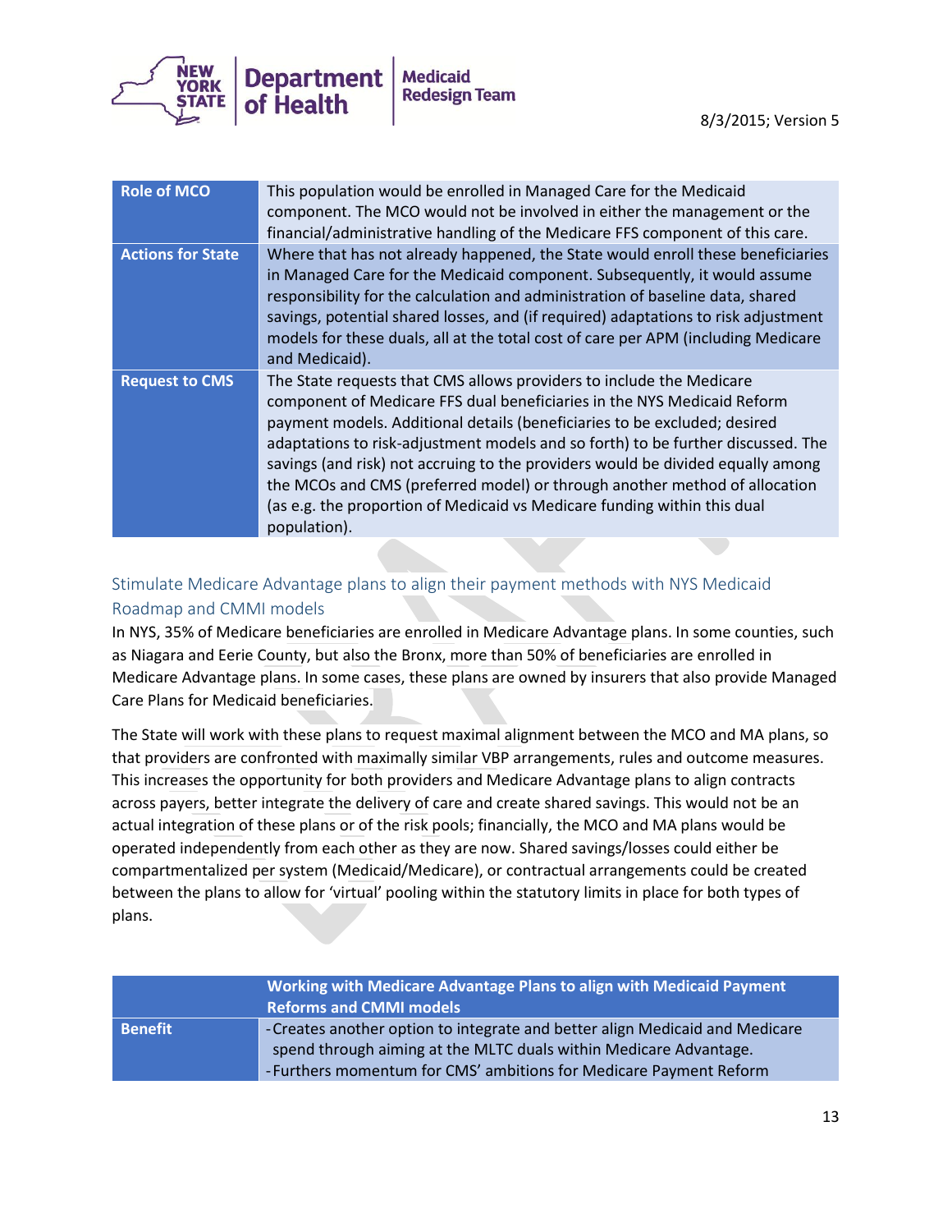| | |
|---|---|
| **Role of MCO** | This population would be enrolled in Managed Care for the Medicaid component. The MCO would not be involved in either the management or the financial/administrative handling of the Medicare FFS component of this care. |
| **Actions for State** | Where that has not already happened, the State would enroll these beneficiaries in Managed Care for the Medicaid component. Subsequently, it would assume responsibility for the calculation and administration of baseline data, shared savings, potential shared losses, and (if required) adaptations to risk adjustment models for these duals, all at the total cost of care per APM (including Medicare and Medicaid). |
| **Request to CMS** | The State requests that CMS allows providers to include the Medicare component of Medicare FFS dual beneficiaries in the NYS Medicaid Reform payment models. Additional details (beneficiaries to be excluded; desired adaptations to risk-adjustment models and so forth) to be further discussed. The savings (and risk) not accruing to the providers would be divided equally among the MCOs and CMS (preferred model) or through another method of allocation (as e.g. the proportion of Medicaid vs Medicare funding within this dual population). |

## Stimulate Medicare Advantage plans to align their payment methods with NYS Medicaid Roadmap and CMMI models

In NYS, 35% of Medicare beneficiaries are enrolled in Medicare Advantage plans. In some counties, such as Niagara and Eerie County, but also the Bronx, more than 50% of beneficiaries are enrolled in Medicare Advantage plans. In some cases, these plans are owned by insurers that also provide Managed Care Plans for Medicaid beneficiaries.

The State will work with these plans to request maximal alignment between the MCO and MA plans, so that providers are confronted with maximally similar VBP arrangements, rules and outcome measures. This increases the opportunity for both providers and Medicare Advantage plans to align contracts across payers, better integrate the delivery of care and create shared savings. This would not be an actual integration of these plans or of the risk pools; financially, the MCO and MA plans would be operated independently from each other as they are now. Shared savings/losses could either be compartmentalized per system (Medicaid/Medicare), or contractual arrangements could be created between the plans to allow for 'virtual' pooling within the statutory limits in place for both types of plans.

| | **Working with Medicare Advantage Plans to align with Medicaid Payment Reforms and CMMI models** |
|---|---|
| **Benefit** | - Creates another option to integrate and better align Medicaid and Medicare spend through aiming at the MLTC duals within Medicare Advantage.<br>- Furthers momentum for CMS' ambitions for Medicare Payment Reform |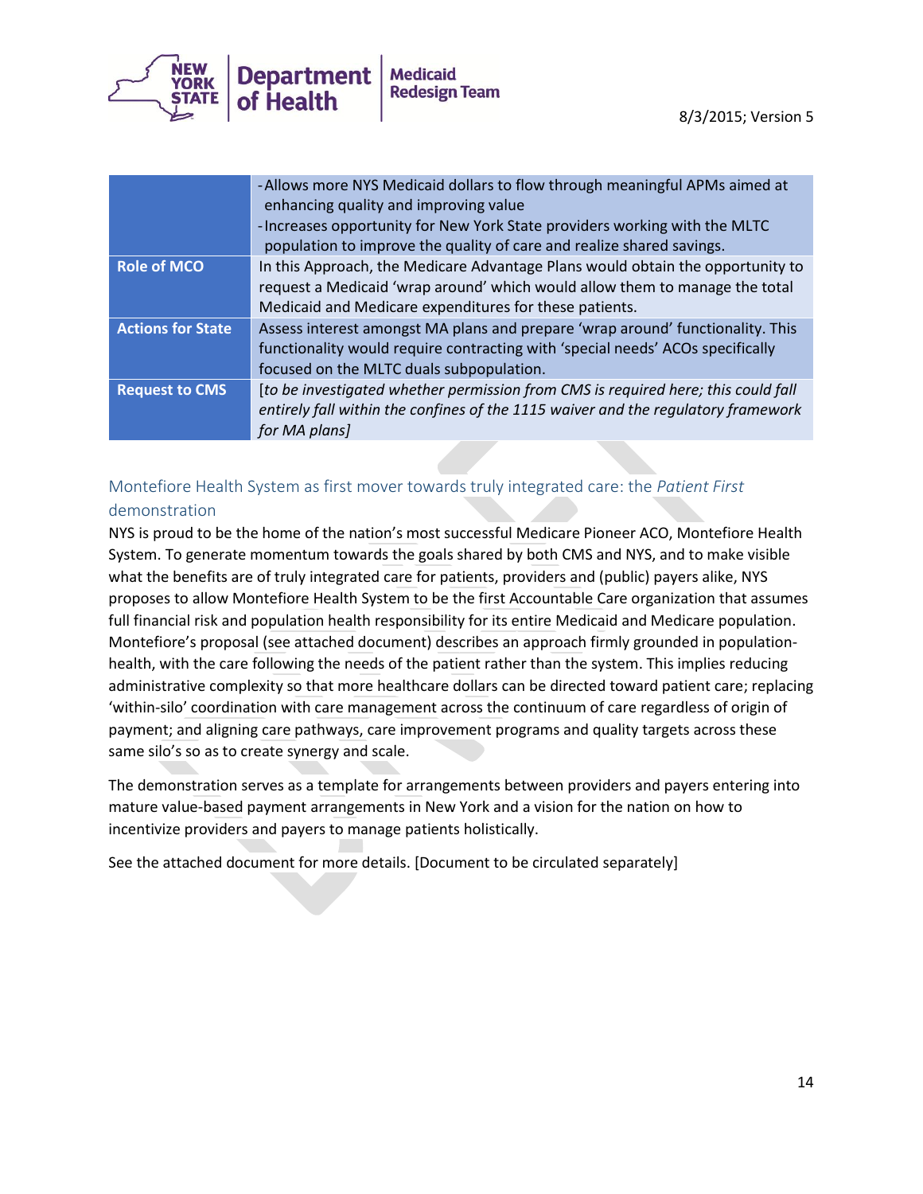| | |
|---|---|
| | - Allows more NYS Medicaid dollars to flow through meaningful APMs aimed at enhancing quality and improving value<br>- Increases opportunity for New York State providers working with the MLTC population to improve the quality of care and realize shared savings. |
| **Role of MCO** | In this Approach, the Medicare Advantage Plans would obtain the opportunity to request a Medicaid 'wrap around' which would allow them to manage the total Medicaid and Medicare expenditures for these patients. |
| **Actions for State** | Assess interest amongst MA plans and prepare 'wrap around' functionality. This functionality would require contracting with 'special needs' ACOs specifically focused on the MLTC duals subpopulation. |
| **Request to CMS** | *[to be investigated whether permission from CMS is required here; this could fall entirely fall within the confines of the 1115 waiver and the regulatory framework for MA plans]* |

### Montefiore Health System as first mover towards truly integrated care: the *Patient First* demonstration

NYS is proud to be the home of the nation's most successful Medicare Pioneer ACO, Montefiore Health System. To generate momentum towards the goals shared by both CMS and NYS, and to make visible what the benefits are of truly integrated care for patients, providers and (public) payers alike, NYS proposes to allow Montefiore Health System to be the first Accountable Care organization that assumes full financial risk and population health responsibility for its entire Medicaid and Medicare population. Montefiore's proposal (see attached document) describes an approach firmly grounded in population-health, with the care following the needs of the patient rather than the system. This implies reducing administrative complexity so that more healthcare dollars can be directed toward patient care; replacing 'within-silo' coordination with care management across the continuum of care regardless of origin of payment; and aligning care pathways, care improvement programs and quality targets across these same silo's so as to create synergy and scale.

The demonstration serves as a template for arrangements between providers and payers entering into mature value-based payment arrangements in New York and a vision for the nation on how to incentivize providers and payers to manage patients holistically.

See the attached document for more details. [Document to be circulated separately]